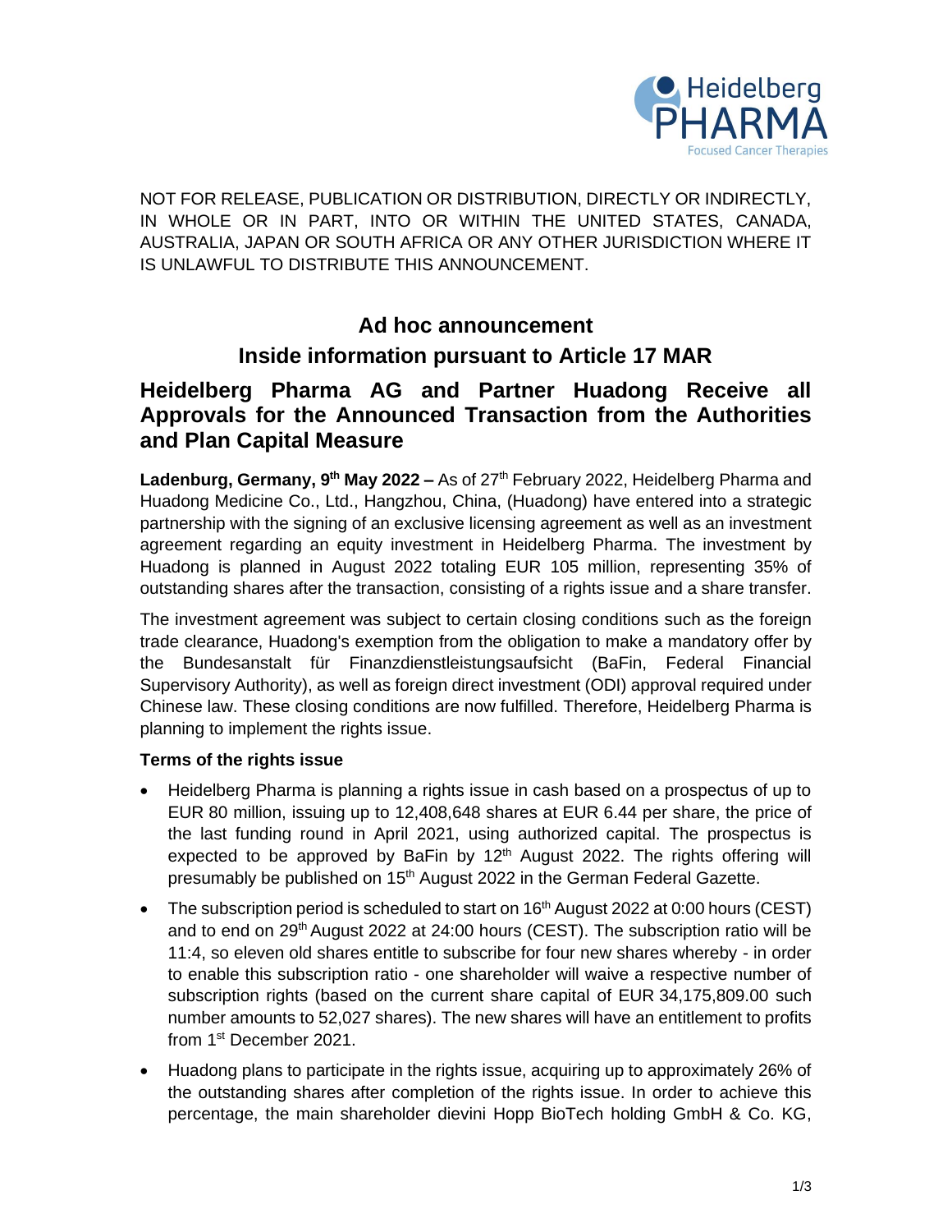NOT FOR RELEASE, PUBLICATION OR DISTRIBUTION, DIRECTLY OR INDIRECTLY, IN WHOLE OR IN PART, INTO OR WITHIN THE UNITED STATES, CANADA, AUSTRALIA, JAPAN OR SOUTH AFRICA OR ANY OTHER JURISDICTION WHERE IT IS UNLAWFUL TO DISTRIBUTE THIS ANNOUNCEMENT.

## Ad hoc announcement

## Inside information pursuant to Article 17 MAR

# Heidelberg Pharma AG and Partner Huadong Receive all Approvals for the Announced Transaction from the Authorities and Plan Capital Measure

**Ladenburg, Germany, 9th May 2022 –** As of 27th February 2022, Heidelberg Pharma and Huadong Medicine Co., Ltd., Hangzhou, China, (Huadong) have entered into a strategic partnership with the signing of an exclusive licensing agreement as well as an investment agreement regarding an equity investment in Heidelberg Pharma. The investment by Huadong is planned in August 2022 totaling EUR 105 million, representing 35% of outstanding shares after the transaction, consisting of a rights issue and a share transfer.

The investment agreement was subject to certain closing conditions such as the foreign trade clearance, Huadong's exemption from the obligation to make a mandatory offer by the Bundesanstalt für Finanzdienstleistungsaufsicht (BaFin, Federal Financial Supervisory Authority), as well as foreign direct investment (ODI) approval required under Chinese law. These closing conditions are now fulfilled. Therefore, Heidelberg Pharma is planning to implement the rights issue.

### Terms of the rights issue

- Heidelberg Pharma is planning a rights issue in cash based on a prospectus of up to EUR 80 million, issuing up to 12,408,648 shares at EUR 6.44 per share, the price of the last funding round in April 2021, using authorized capital. The prospectus is expected to be approved by BaFin by 12th August 2022. The rights offering will presumably be published on 15th August 2022 in the German Federal Gazette.
- The subscription period is scheduled to start on 16th August 2022 at 0:00 hours (CEST) and to end on 29th August 2022 at 24:00 hours (CEST). The subscription ratio will be 11:4, so eleven old shares entitle to subscribe for four new shares whereby - in order to enable this subscription ratio - one shareholder will waive a respective number of subscription rights (based on the current share capital of EUR 34,175,809.00 such number amounts to 52,027 shares). The new shares will have an entitlement to profits from 1st December 2021.
- Huadong plans to participate in the rights issue, acquiring up to approximately 26% of the outstanding shares after completion of the rights issue. In order to achieve this percentage, the main shareholder dievini Hopp BioTech holding GmbH & Co. KG,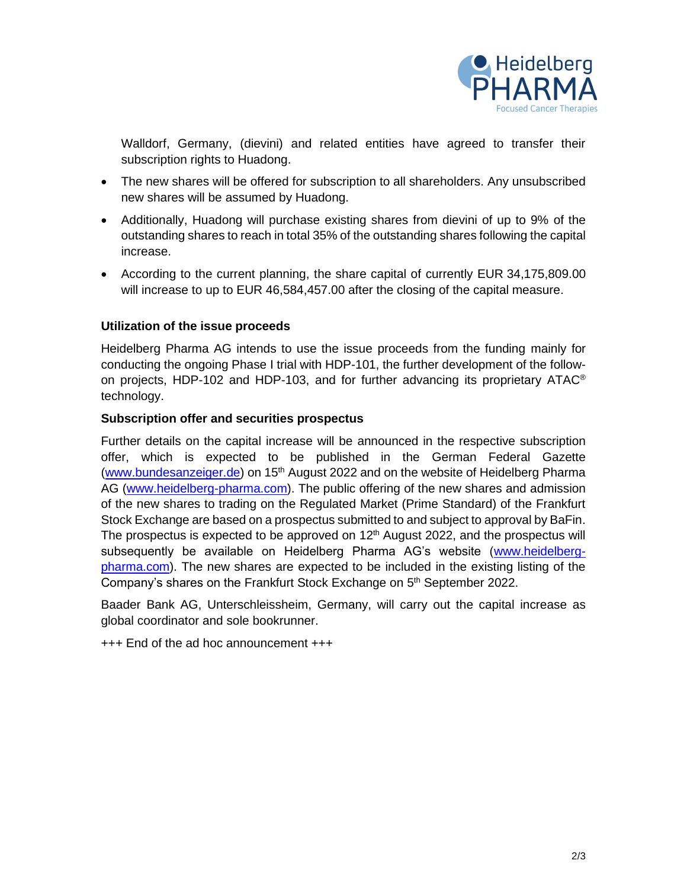Walldorf, Germany, (dievini) and related entities have agreed to transfer their subscription rights to Huadong.

- The new shares will be offered for subscription to all shareholders. Any unsubscribed new shares will be assumed by Huadong.
- Additionally, Huadong will purchase existing shares from dievini of up to 9% of the outstanding shares to reach in total 35% of the outstanding shares following the capital increase.
- According to the current planning, the share capital of currently EUR 34,175,809.00 will increase to up to EUR 46,584,457.00 after the closing of the capital measure.

**Utilization of the issue proceeds**

Heidelberg Pharma AG intends to use the issue proceeds from the funding mainly for conducting the ongoing Phase I trial with HDP-101, the further development of the follow-on projects, HDP-102 and HDP-103, and for further advancing its proprietary ATAC® technology.

**Subscription offer and securities prospectus**

Further details on the capital increase will be announced in the respective subscription offer, which is expected to be published in the German Federal Gazette (www.bundesanzeiger.de) on 15th August 2022 and on the website of Heidelberg Pharma AG (www.heidelberg-pharma.com). The public offering of the new shares and admission of the new shares to trading on the Regulated Market (Prime Standard) of the Frankfurt Stock Exchange are based on a prospectus submitted to and subject to approval by BaFin. The prospectus is expected to be approved on 12th August 2022, and the prospectus will subsequently be available on Heidelberg Pharma AG's website (www.heidelberg-pharma.com). The new shares are expected to be included in the existing listing of the Company's shares on the Frankfurt Stock Exchange on 5th September 2022.

Baader Bank AG, Unterschleissheim, Germany, will carry out the capital increase as global coordinator and sole bookrunner.

+++ End of the ad hoc announcement +++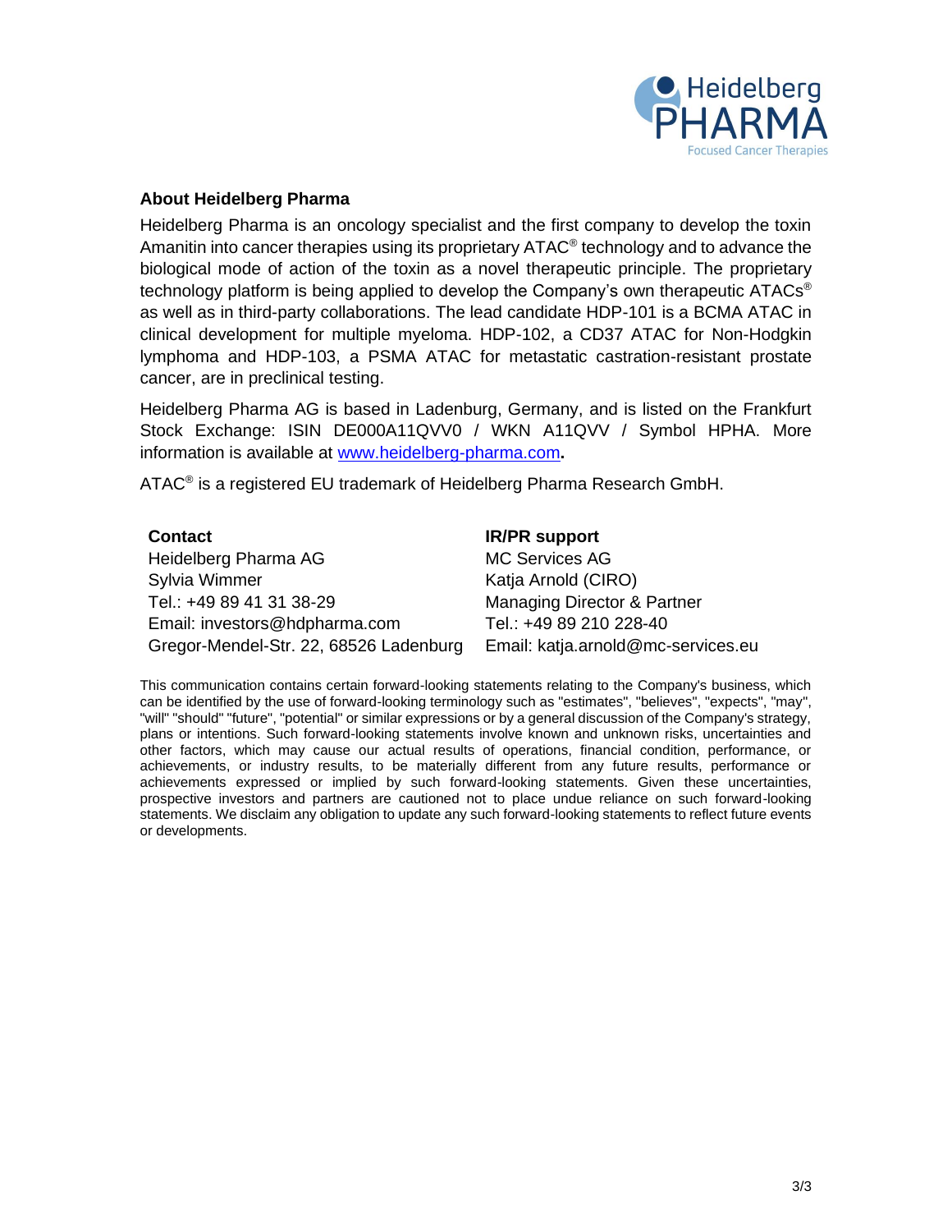### About Heidelberg Pharma

Heidelberg Pharma is an oncology specialist and the first company to develop the toxin Amanitin into cancer therapies using its proprietary ATAC® technology and to advance the biological mode of action of the toxin as a novel therapeutic principle. The proprietary technology platform is being applied to develop the Company's own therapeutic ATACs® as well as in third-party collaborations. The lead candidate HDP-101 is a BCMA ATAC in clinical development for multiple myeloma. HDP-102, a CD37 ATAC for Non-Hodgkin lymphoma and HDP-103, a PSMA ATAC for metastatic castration-resistant prostate cancer, are in preclinical testing.

Heidelberg Pharma AG is based in Ladenburg, Germany, and is listed on the Frankfurt Stock Exchange: ISIN DE000A11QVV0 / WKN A11QVV / Symbol HPHA. More information is available at www.heidelberg-pharma.com.

ATAC® is a registered EU trademark of Heidelberg Pharma Research GmbH.

**Contact**
Heidelberg Pharma AG
Sylvia Wimmer
Tel.: +49 89 41 31 38-29
Email: investors@hdpharma.com
Gregor-Mendel-Str. 22, 68526 Ladenburg

**IR/PR support**
MC Services AG
Katja Arnold (CIRO)
Managing Director & Partner
Tel.: +49 89 210 228-40
Email: katja.arnold@mc-services.eu

This communication contains certain forward-looking statements relating to the Company's business, which can be identified by the use of forward-looking terminology such as "estimates", "believes", "expects", "may", "will" "should" "future", "potential" or similar expressions or by a general discussion of the Company's strategy, plans or intentions. Such forward-looking statements involve known and unknown risks, uncertainties and other factors, which may cause our actual results of operations, financial condition, performance, or achievements, or industry results, to be materially different from any future results, performance or achievements expressed or implied by such forward-looking statements. Given these uncertainties, prospective investors and partners are cautioned not to place undue reliance on such forward-looking statements. We disclaim any obligation to update any such forward-looking statements to reflect future events or developments.